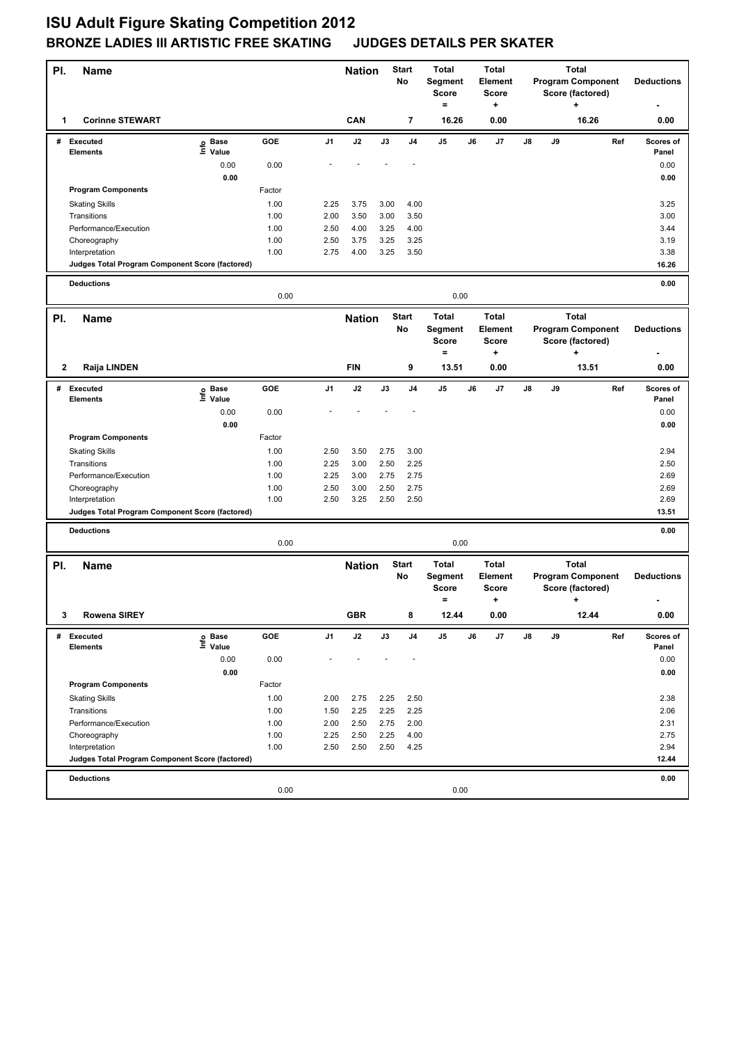# ISU Adult Figure Skating Competition 2012

## BRONZE LADIES III ARTISTIC FREE SKATING JUDGES DETAILS PER SKATER

| Pl. | Name | Nation | Start No | Total Segment Score = | Total Element Score + | Total Program Component Score (factored) + | Deductions - |
|---|---|---|---|---|---|---|---|
| 1 | Corinne STEWART | CAN | 7 | 16.26 | 0.00 | 16.26 | 0.00 |

| # | Executed Elements | Info | Base Value | GOE | J1 | J2 | J3 | J4 | J5 | J6 | J7 | J8 | J9 | Ref | Scores of Panel |
|---|---|---|---|---|---|---|---|---|---|---|---|---|---|---|---|
| | | | 0.00 | 0.00 | - | - | - | - | | | | | | | 0.00 |
| | | | 0.00 | | | | | | | | | | | | 0.00 |
| | Program Components | | | Factor | | | | | | | | | | | |
| | Skating Skills | | | 1.00 | 2.25 | 3.75 | 3.00 | 4.00 | | | | | | | 3.25 |
| | Transitions | | | 1.00 | 2.00 | 3.50 | 3.00 | 3.50 | | | | | | | 3.00 |
| | Performance/Execution | | | 1.00 | 2.50 | 4.00 | 3.25 | 4.00 | | | | | | | 3.44 |
| | Choreography | | | 1.00 | 2.50 | 3.75 | 3.25 | 3.25 | | | | | | | 3.19 |
| | Interpretation | | | 1.00 | 2.75 | 4.00 | 3.25 | 3.50 | | | | | | | 3.38 |
| | Judges Total Program Component Score (factored) | | | | | | | | | | | | | | 16.26 |
| | Deductions | | | 0.00 | | | | | 0.00 | | | | | | 0.00 |

| Pl. | Name | Nation | Start No | Total Segment Score = | Total Element Score + | Total Program Component Score (factored) + | Deductions - |
|---|---|---|---|---|---|---|---|
| 2 | Raija LINDEN | FIN | 9 | 13.51 | 0.00 | 13.51 | 0.00 |

| # | Executed Elements | Info | Base Value | GOE | J1 | J2 | J3 | J4 | J5 | J6 | J7 | J8 | J9 | Ref | Scores of Panel |
|---|---|---|---|---|---|---|---|---|---|---|---|---|---|---|---|
| | | | 0.00 | 0.00 | - | - | - | - | | | | | | | 0.00 |
| | | | 0.00 | | | | | | | | | | | | 0.00 |
| | Program Components | | | Factor | | | | | | | | | | | |
| | Skating Skills | | | 1.00 | 2.50 | 3.50 | 2.75 | 3.00 | | | | | | | 2.94 |
| | Transitions | | | 1.00 | 2.25 | 3.00 | 2.50 | 2.25 | | | | | | | 2.50 |
| | Performance/Execution | | | 1.00 | 2.25 | 3.00 | 2.75 | 2.75 | | | | | | | 2.69 |
| | Choreography | | | 1.00 | 2.50 | 3.00 | 2.50 | 2.75 | | | | | | | 2.69 |
| | Interpretation | | | 1.00 | 2.50 | 3.25 | 2.50 | 2.50 | | | | | | | 2.69 |
| | Judges Total Program Component Score (factored) | | | | | | | | | | | | | | 13.51 |
| | Deductions | | | 0.00 | | | | | 0.00 | | | | | | 0.00 |

| Pl. | Name | Nation | Start No | Total Segment Score = | Total Element Score + | Total Program Component Score (factored) + | Deductions - |
|---|---|---|---|---|---|---|---|
| 3 | Rowena SIREY | GBR | 8 | 12.44 | 0.00 | 12.44 | 0.00 |

| # | Executed Elements | Info | Base Value | GOE | J1 | J2 | J3 | J4 | J5 | J6 | J7 | J8 | J9 | Ref | Scores of Panel |
|---|---|---|---|---|---|---|---|---|---|---|---|---|---|---|---|
| | | | 0.00 | 0.00 | - | - | - | - | | | | | | | 0.00 |
| | | | 0.00 | | | | | | | | | | | | 0.00 |
| | Program Components | | | Factor | | | | | | | | | | | |
| | Skating Skills | | | 1.00 | 2.00 | 2.75 | 2.25 | 2.50 | | | | | | | 2.38 |
| | Transitions | | | 1.00 | 1.50 | 2.25 | 2.25 | 2.25 | | | | | | | 2.06 |
| | Performance/Execution | | | 1.00 | 2.00 | 2.50 | 2.75 | 2.00 | | | | | | | 2.31 |
| | Choreography | | | 1.00 | 2.25 | 2.50 | 2.25 | 4.00 | | | | | | | 2.75 |
| | Interpretation | | | 1.00 | 2.50 | 2.50 | 2.50 | 4.25 | | | | | | | 2.94 |
| | Judges Total Program Component Score (factored) | | | | | | | | | | | | | | 12.44 |
| | Deductions | | | 0.00 | | | | | 0.00 | | | | | | 0.00 |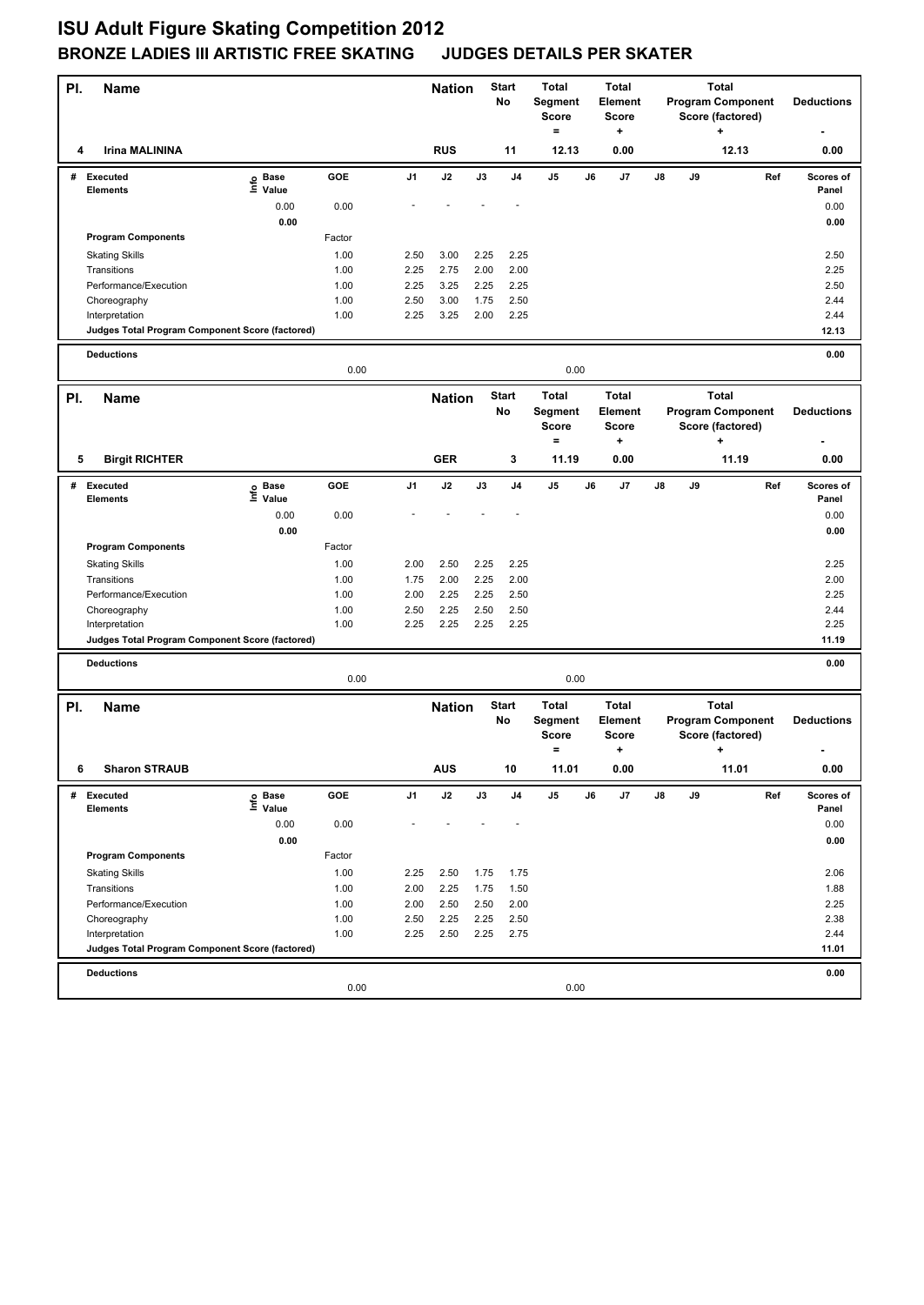# ISU Adult Figure Skating Competition 2012

## BRONZE LADIES III ARTISTIC FREE SKATING JUDGES DETAILS PER SKATER

| Pl. | Name | Nation | Start No | Total Segment Score = | Total Element Score + | Total Program Component Score (factored) + | Deductions - |
|---|---|---|---|---|---|---|---|
| 4 | Irina MALININA | RUS | 11 | 12.13 | 0.00 | 12.13 | 0.00 |

| # | Executed Elements | Info | Base Value | GOE | J1 | J2 | J3 | J4 | J5 | J6 | J7 | J8 | J9 | Ref | Scores of Panel |
|---|---|---|---|---|---|---|---|---|---|---|---|---|---|---|---|
| | | | 0.00 | 0.00 | - | - | - | - | | | | | | | 0.00 |
| | | | 0.00 | | | | | | | | | | | | 0.00 |
| | **Program Components** | | | Factor | | | | | | | | | | | |
| | Skating Skills | | | 1.00 | 2.50 | 3.00 | 2.25 | 2.25 | | | | | | | 2.50 |
| | Transitions | | | 1.00 | 2.25 | 2.75 | 2.00 | 2.00 | | | | | | | 2.25 |
| | Performance/Execution | | | 1.00 | 2.25 | 3.25 | 2.25 | 2.25 | | | | | | | 2.50 |
| | Choreography | | | 1.00 | 2.50 | 3.00 | 1.75 | 2.50 | | | | | | | 2.44 |
| | Interpretation | | | 1.00 | 2.25 | 3.25 | 2.00 | 2.25 | | | | | | | 2.44 |
| | **Judges Total Program Component Score (factored)** | | | | | | | | | | | | | | 12.13 |
| | **Deductions** | | | 0.00 | | | | | 0.00 | | | | | | 0.00 |

| Pl. | Name | Nation | Start No | Total Segment Score = | Total Element Score + | Total Program Component Score (factored) + | Deductions - |
|---|---|---|---|---|---|---|---|
| 5 | Birgit RICHTER | GER | 3 | 11.19 | 0.00 | 11.19 | 0.00 |

| # | Executed Elements | Info | Base Value | GOE | J1 | J2 | J3 | J4 | J5 | J6 | J7 | J8 | J9 | Ref | Scores of Panel |
|---|---|---|---|---|---|---|---|---|---|---|---|---|---|---|---|
| | | | 0.00 | 0.00 | - | - | - | - | | | | | | | 0.00 |
| | | | 0.00 | | | | | | | | | | | | 0.00 |
| | **Program Components** | | | Factor | | | | | | | | | | | |
| | Skating Skills | | | 1.00 | 2.00 | 2.50 | 2.25 | 2.25 | | | | | | | 2.25 |
| | Transitions | | | 1.00 | 1.75 | 2.00 | 2.25 | 2.00 | | | | | | | 2.00 |
| | Performance/Execution | | | 1.00 | 2.00 | 2.25 | 2.25 | 2.50 | | | | | | | 2.25 |
| | Choreography | | | 1.00 | 2.50 | 2.25 | 2.50 | 2.50 | | | | | | | 2.44 |
| | Interpretation | | | 1.00 | 2.25 | 2.25 | 2.25 | 2.25 | | | | | | | 2.25 |
| | **Judges Total Program Component Score (factored)** | | | | | | | | | | | | | | 11.19 |
| | **Deductions** | | | 0.00 | | | | | 0.00 | | | | | | 0.00 |

| Pl. | Name | Nation | Start No | Total Segment Score = | Total Element Score + | Total Program Component Score (factored) + | Deductions - |
|---|---|---|---|---|---|---|---|
| 6 | Sharon STRAUB | AUS | 10 | 11.01 | 0.00 | 11.01 | 0.00 |

| # | Executed Elements | Info | Base Value | GOE | J1 | J2 | J3 | J4 | J5 | J6 | J7 | J8 | J9 | Ref | Scores of Panel |
|---|---|---|---|---|---|---|---|---|---|---|---|---|---|---|---|
| | | | 0.00 | 0.00 | - | - | - | - | | | | | | | 0.00 |
| | | | 0.00 | | | | | | | | | | | | 0.00 |
| | **Program Components** | | | Factor | | | | | | | | | | | |
| | Skating Skills | | | 1.00 | 2.25 | 2.50 | 1.75 | 1.75 | | | | | | | 2.06 |
| | Transitions | | | 1.00 | 2.00 | 2.25 | 1.75 | 1.50 | | | | | | | 1.88 |
| | Performance/Execution | | | 1.00 | 2.00 | 2.50 | 2.50 | 2.00 | | | | | | | 2.25 |
| | Choreography | | | 1.00 | 2.50 | 2.25 | 2.25 | 2.50 | | | | | | | 2.38 |
| | Interpretation | | | 1.00 | 2.25 | 2.50 | 2.25 | 2.75 | | | | | | | 2.44 |
| | **Judges Total Program Component Score (factored)** | | | | | | | | | | | | | | 11.01 |
| | **Deductions** | | | 0.00 | | | | | 0.00 | | | | | | 0.00 |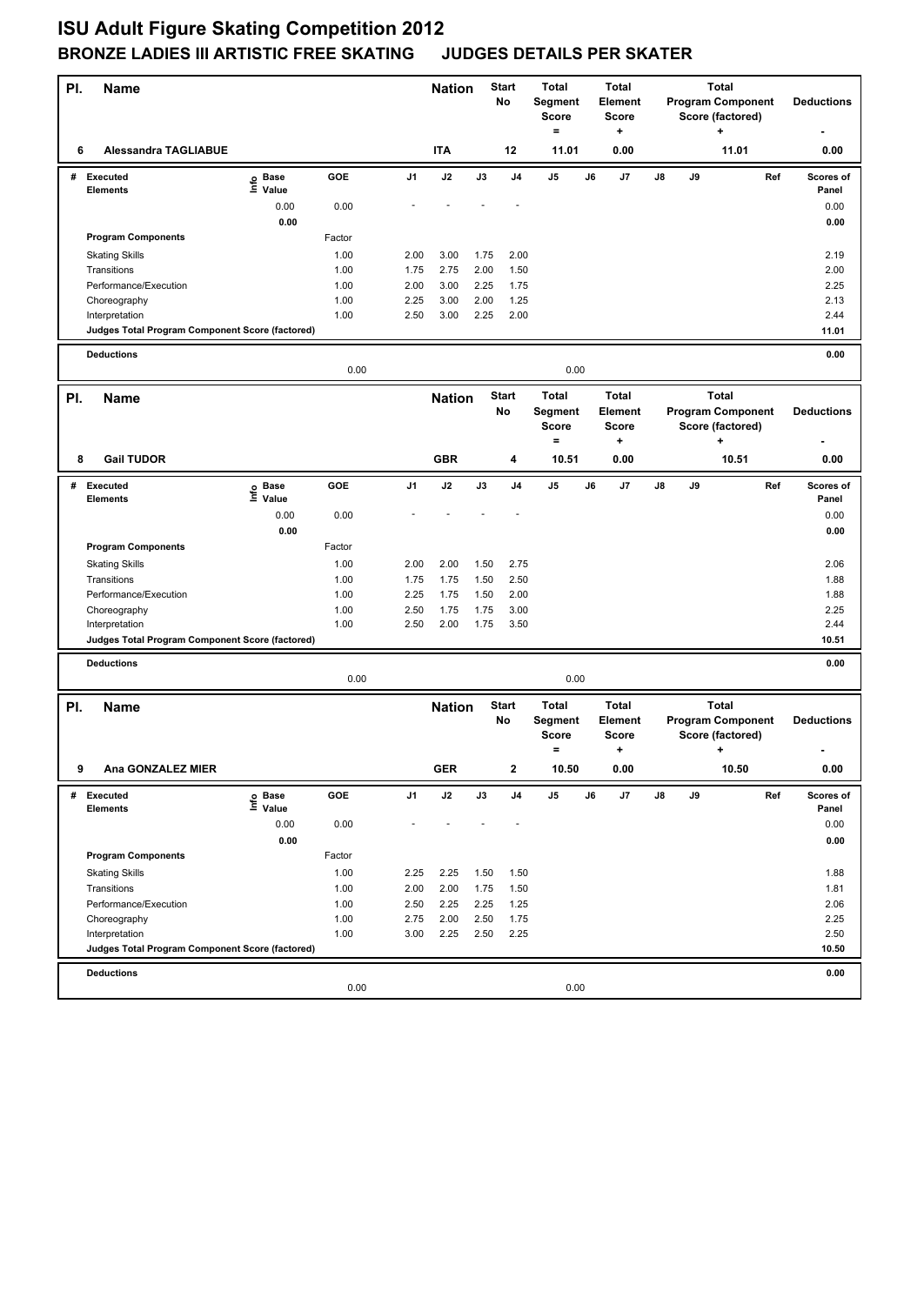# ISU Adult Figure Skating Competition 2012

## BRONZE LADIES III ARTISTIC FREE SKATING JUDGES DETAILS PER SKATER

| Pl. | Name | Nation | Start No | Total Segment Score = | Total Element Score + | Total Program Component Score (factored) + | Deductions - |
|---|---|---|---|---|---|---|---|
| 6 | Alessandra TAGLIABUE | ITA | 12 | 11.01 | 0.00 | 11.01 | 0.00 |

| # | Executed Elements | Info | Base Value | GOE | J1 | J2 | J3 | J4 | J5 | J6 | J7 | J8 | J9 | Ref | Scores of Panel |
|---|---|---|---|---|---|---|---|---|---|---|---|---|---|---|---|
| | | | 0.00 | 0.00 | - | - | - | - | | | | | | | 0.00 |
| | | | 0.00 | | | | | | | | | | | | 0.00 |
| | **Program Components** | | | Factor | | | | | | | | | | | |
| | Skating Skills | | | 1.00 | 2.00 | 3.00 | 1.75 | 2.00 | | | | | | | 2.19 |
| | Transitions | | | 1.00 | 1.75 | 2.75 | 2.00 | 1.50 | | | | | | | 2.00 |
| | Performance/Execution | | | 1.00 | 2.00 | 3.00 | 2.25 | 1.75 | | | | | | | 2.25 |
| | Choreography | | | 1.00 | 2.25 | 3.00 | 2.00 | 1.25 | | | | | | | 2.13 |
| | Interpretation | | | 1.00 | 2.50 | 3.00 | 2.25 | 2.00 | | | | | | | 2.44 |
| | **Judges Total Program Component Score (factored)** | | | | | | | | | | | | | | 11.01 |
| | **Deductions** | | | 0.00 | | | | | 0.00 | | | | | | 0.00 |

| Pl. | Name | Nation | Start No | Total Segment Score = | Total Element Score + | Total Program Component Score (factored) + | Deductions - |
|---|---|---|---|---|---|---|---|
| 8 | Gail TUDOR | GBR | 4 | 10.51 | 0.00 | 10.51 | 0.00 |

| # | Executed Elements | Info | Base Value | GOE | J1 | J2 | J3 | J4 | J5 | J6 | J7 | J8 | J9 | Ref | Scores of Panel |
|---|---|---|---|---|---|---|---|---|---|---|---|---|---|---|---|
| | | | 0.00 | 0.00 | - | - | - | - | | | | | | | 0.00 |
| | | | 0.00 | | | | | | | | | | | | 0.00 |
| | **Program Components** | | | Factor | | | | | | | | | | | |
| | Skating Skills | | | 1.00 | 2.00 | 2.00 | 1.50 | 2.75 | | | | | | | 2.06 |
| | Transitions | | | 1.00 | 1.75 | 1.75 | 1.50 | 2.50 | | | | | | | 1.88 |
| | Performance/Execution | | | 1.00 | 2.25 | 1.75 | 1.50 | 2.00 | | | | | | | 1.88 |
| | Choreography | | | 1.00 | 2.50 | 1.75 | 1.75 | 3.00 | | | | | | | 2.25 |
| | Interpretation | | | 1.00 | 2.50 | 2.00 | 1.75 | 3.50 | | | | | | | 2.44 |
| | **Judges Total Program Component Score (factored)** | | | | | | | | | | | | | | 10.51 |
| | **Deductions** | | | 0.00 | | | | | 0.00 | | | | | | 0.00 |

| Pl. | Name | Nation | Start No | Total Segment Score = | Total Element Score + | Total Program Component Score (factored) + | Deductions - |
|---|---|---|---|---|---|---|---|
| 9 | Ana GONZALEZ MIER | GER | 2 | 10.50 | 0.00 | 10.50 | 0.00 |

| # | Executed Elements | Info | Base Value | GOE | J1 | J2 | J3 | J4 | J5 | J6 | J7 | J8 | J9 | Ref | Scores of Panel |
|---|---|---|---|---|---|---|---|---|---|---|---|---|---|---|---|
| | | | 0.00 | 0.00 | - | - | - | - | | | | | | | 0.00 |
| | | | 0.00 | | | | | | | | | | | | 0.00 |
| | **Program Components** | | | Factor | | | | | | | | | | | |
| | Skating Skills | | | 1.00 | 2.25 | 2.25 | 1.50 | 1.50 | | | | | | | 1.88 |
| | Transitions | | | 1.00 | 2.00 | 2.00 | 1.75 | 1.50 | | | | | | | 1.81 |
| | Performance/Execution | | | 1.00 | 2.50 | 2.25 | 2.25 | 1.25 | | | | | | | 2.06 |
| | Choreography | | | 1.00 | 2.75 | 2.00 | 2.50 | 1.75 | | | | | | | 2.25 |
| | Interpretation | | | 1.00 | 3.00 | 2.25 | 2.50 | 2.25 | | | | | | | 2.50 |
| | **Judges Total Program Component Score (factored)** | | | | | | | | | | | | | | 10.50 |
| | **Deductions** | | | 0.00 | | | | | 0.00 | | | | | | 0.00 |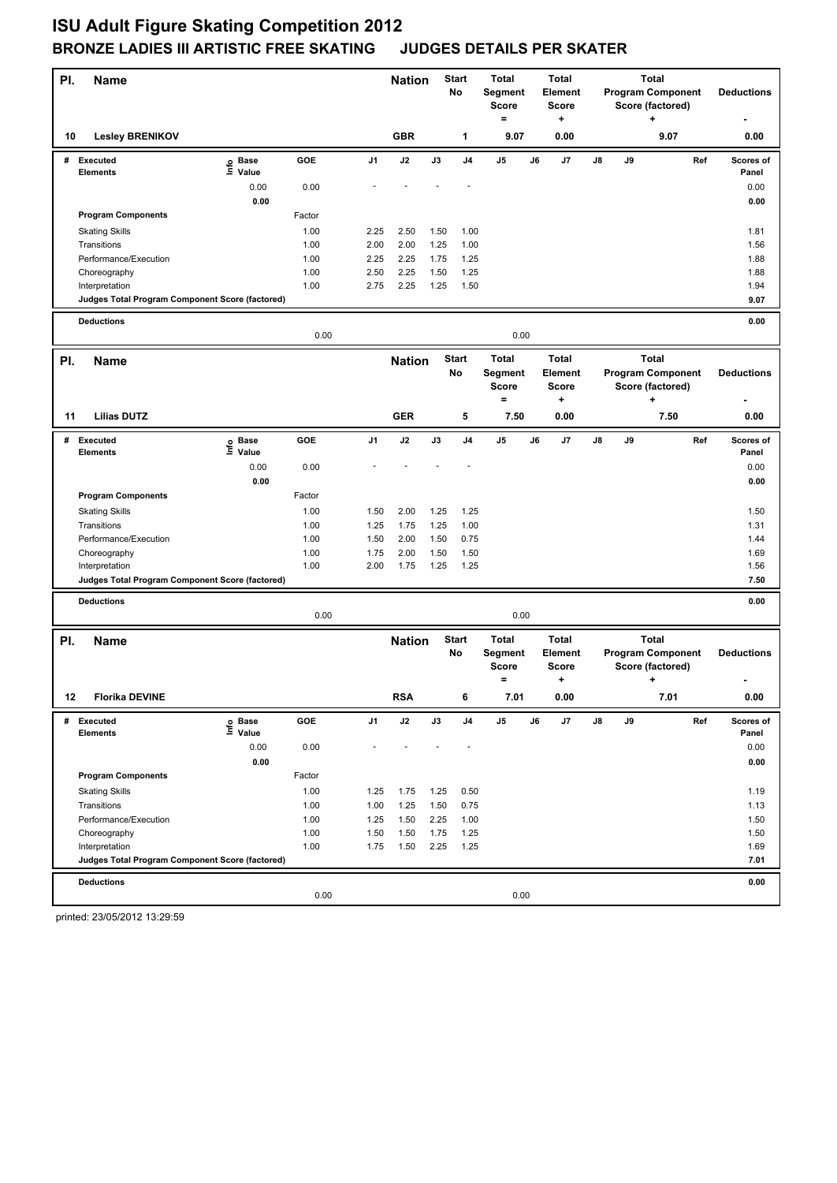# ISU Adult Figure Skating Competition 2012

## BRONZE LADIES III ARTISTIC FREE SKATING JUDGES DETAILS PER SKATER

| Pl. | Name | Nation | Start No | Total Segment Score = | Total Element Score + | Total Program Component Score (factored) + | Deductions - |
|---|---|---|---|---|---|---|---|
| 10 | Lesley BRENIKOV | GBR | 1 | 9.07 | 0.00 | 9.07 | 0.00 |

| # | Executed Elements | Info | Base Value | GOE | J1 | J2 | J3 | J4 | J5 | J6 | J7 | J8 | J9 | Ref | Scores of Panel |
|---|---|---|---|---|---|---|---|---|---|---|---|---|---|---|---|
| | | | 0.00 | 0.00 | - | - | - | - | | | | | | | 0.00 |
| | | | 0.00 | | | | | | | | | | | | 0.00 |
| | Program Components | | | Factor | | | | | | | | | | | |
| | Skating Skills | | | 1.00 | 2.25 | 2.50 | 1.50 | 1.00 | | | | | | | 1.81 |
| | Transitions | | | 1.00 | 2.00 | 2.00 | 1.25 | 1.00 | | | | | | | 1.56 |
| | Performance/Execution | | | 1.00 | 2.25 | 2.25 | 1.75 | 1.25 | | | | | | | 1.88 |
| | Choreography | | | 1.00 | 2.50 | 2.25 | 1.50 | 1.25 | | | | | | | 1.88 |
| | Interpretation | | | 1.00 | 2.75 | 2.25 | 1.25 | 1.50 | | | | | | | 1.94 |
| | Judges Total Program Component Score (factored) | | | | | | | | | | | | | | 9.07 |
| | Deductions | | | 0.00 | | | | | 0.00 | | | | | | 0.00 |

| Pl. | Name | Nation | Start No | Total Segment Score = | Total Element Score + | Total Program Component Score (factored) + | Deductions - |
|---|---|---|---|---|---|---|---|
| 11 | Lilias DUTZ | GER | 5 | 7.50 | 0.00 | 7.50 | 0.00 |

| # | Executed Elements | Info | Base Value | GOE | J1 | J2 | J3 | J4 | J5 | J6 | J7 | J8 | J9 | Ref | Scores of Panel |
|---|---|---|---|---|---|---|---|---|---|---|---|---|---|---|---|
| | | | 0.00 | 0.00 | - | - | - | - | | | | | | | 0.00 |
| | | | 0.00 | | | | | | | | | | | | 0.00 |
| | Program Components | | | Factor | | | | | | | | | | | |
| | Skating Skills | | | 1.00 | 1.50 | 2.00 | 1.25 | 1.25 | | | | | | | 1.50 |
| | Transitions | | | 1.00 | 1.25 | 1.75 | 1.25 | 1.00 | | | | | | | 1.31 |
| | Performance/Execution | | | 1.00 | 1.50 | 2.00 | 1.50 | 0.75 | | | | | | | 1.44 |
| | Choreography | | | 1.00 | 1.75 | 2.00 | 1.50 | 1.50 | | | | | | | 1.69 |
| | Interpretation | | | 1.00 | 2.00 | 1.75 | 1.25 | 1.25 | | | | | | | 1.56 |
| | Judges Total Program Component Score (factored) | | | | | | | | | | | | | | 7.50 |
| | Deductions | | | 0.00 | | | | | 0.00 | | | | | | 0.00 |

| Pl. | Name | Nation | Start No | Total Segment Score = | Total Element Score + | Total Program Component Score (factored) + | Deductions - |
|---|---|---|---|---|---|---|---|
| 12 | Florika DEVINE | RSA | 6 | 7.01 | 0.00 | 7.01 | 0.00 |

| # | Executed Elements | Info | Base Value | GOE | J1 | J2 | J3 | J4 | J5 | J6 | J7 | J8 | J9 | Ref | Scores of Panel |
|---|---|---|---|---|---|---|---|---|---|---|---|---|---|---|---|
| | | | 0.00 | 0.00 | - | - | - | - | | | | | | | 0.00 |
| | | | 0.00 | | | | | | | | | | | | 0.00 |
| | Program Components | | | Factor | | | | | | | | | | | |
| | Skating Skills | | | 1.00 | 1.25 | 1.75 | 1.25 | 0.50 | | | | | | | 1.19 |
| | Transitions | | | 1.00 | 1.00 | 1.25 | 1.50 | 0.75 | | | | | | | 1.13 |
| | Performance/Execution | | | 1.00 | 1.25 | 1.50 | 2.25 | 1.00 | | | | | | | 1.50 |
| | Choreography | | | 1.00 | 1.50 | 1.50 | 1.75 | 1.25 | | | | | | | 1.50 |
| | Interpretation | | | 1.00 | 1.75 | 1.50 | 2.25 | 1.25 | | | | | | | 1.69 |
| | Judges Total Program Component Score (factored) | | | | | | | | | | | | | | 7.01 |
| | Deductions | | | 0.00 | | | | | 0.00 | | | | | | 0.00 |

printed: 23/05/2012 13:29:59